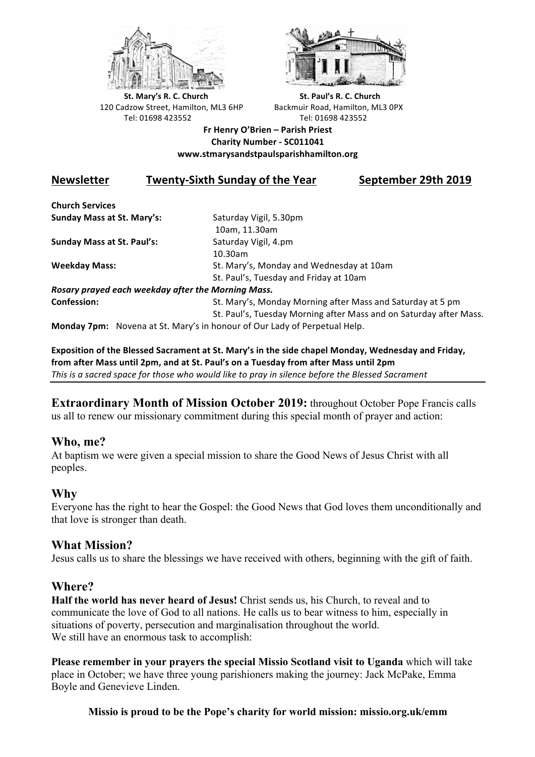**St. Mary's R. C. Church**
120 Cadzow Street, Hamilton, ML3 6HP
Tel: 01698 423552

**St. Paul's R. C. Church**
Backmuir Road, Hamilton, ML3 0PX
Tel: 01698 423552

**Fr Henry O'Brien – Parish Priest**
**Charity Number - SC011041**
**www.stmarysandstpaulsparishhamilton.org**

## Newsletter — Twenty-Sixth Sunday of the Year — September 29th 2019

**Church Services**

| | |
|---|---|
| **Sunday Mass at St. Mary's:** | Saturday Vigil, 5.30pm<br>10am, 11.30am |
| **Sunday Mass at St. Paul's:** | Saturday Vigil, 4.pm<br>10.30am |
| **Weekday Mass:** | St. Mary's, Monday and Wednesday at 10am<br>St. Paul's, Tuesday and Friday at 10am |

***Rosary prayed each weekday after the Morning Mass.***

| | |
|---|---|
| **Confession:** | St. Mary's, Monday Morning after Mass and Saturday at 5 pm<br>St. Paul's, Tuesday Morning after Mass and on Saturday after Mass. |

**Monday 7pm:** Novena at St. Mary's in honour of Our Lady of Perpetual Help.

**Exposition of the Blessed Sacrament at St. Mary's in the side chapel Monday, Wednesday and Friday, from after Mass until 2pm, and at St. Paul's on a Tuesday from after Mass until 2pm**
*This is a sacred space for those who would like to pray in silence before the Blessed Sacrament*

**Extraordinary Month of Mission October 2019:** throughout October Pope Francis calls us all to renew our missionary commitment during this special month of prayer and action:

## Who, me?

At baptism we were given a special mission to share the Good News of Jesus Christ with all peoples.

## Why

Everyone has the right to hear the Gospel: the Good News that God loves them unconditionally and that love is stronger than death.

## What Mission?

Jesus calls us to share the blessings we have received with others, beginning with the gift of faith.

## Where?

**Half the world has never heard of Jesus!** Christ sends us, his Church, to reveal and to communicate the love of God to all nations. He calls us to bear witness to him, especially in situations of poverty, persecution and marginalisation throughout the world.
We still have an enormous task to accomplish:

**Please remember in your prayers the special Missio Scotland visit to Uganda** which will take place in October; we have three young parishioners making the journey: Jack McPake, Emma Boyle and Genevieve Linden.

**Missio is proud to be the Pope's charity for world mission: missio.org.uk/emm**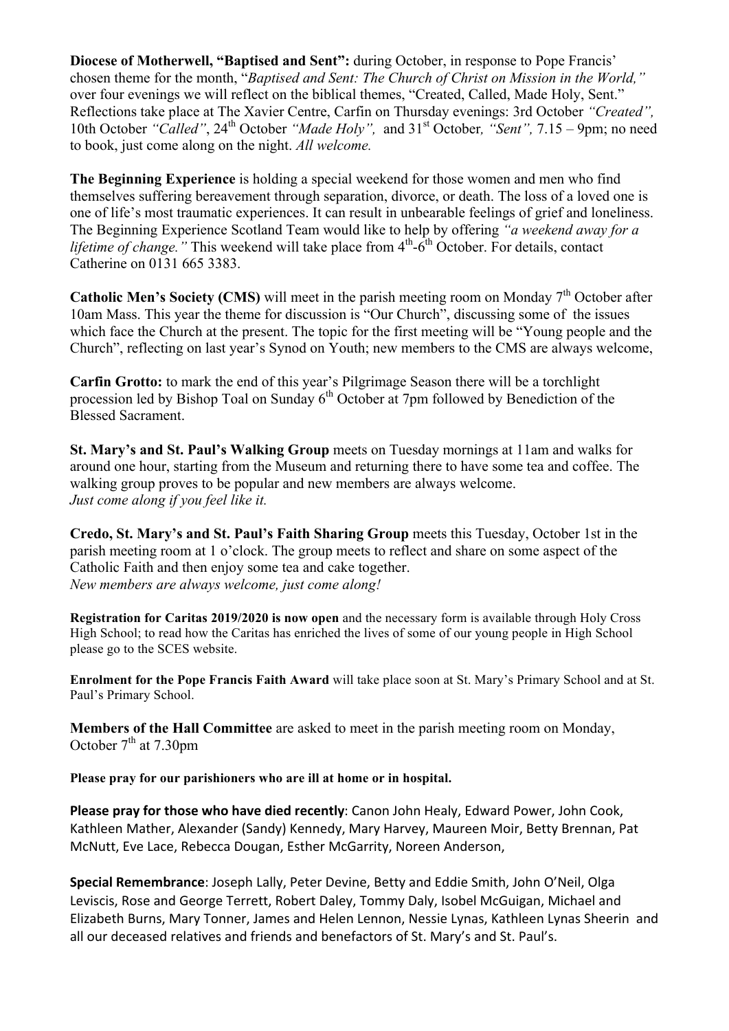**Diocese of Motherwell, "Baptised and Sent":** during October, in response to Pope Francis' chosen theme for the month, "*Baptised and Sent: The Church of Christ on Mission in the World,"* over four evenings we will reflect on the biblical themes, "Created, Called, Made Holy, Sent." Reflections take place at The Xavier Centre, Carfin on Thursday evenings: 3rd October *"Created",* 10th October *"Called"*, 24th October *"Made Holy",* and 31st October*, "Sent",* 7.15 – 9pm; no need to book, just come along on the night. *All welcome.*

**The Beginning Experience** is holding a special weekend for those women and men who find themselves suffering bereavement through separation, divorce, or death. The loss of a loved one is one of life's most traumatic experiences. It can result in unbearable feelings of grief and loneliness. The Beginning Experience Scotland Team would like to help by offering *"a weekend away for a lifetime of change."* This weekend will take place from 4th-6th October. For details, contact Catherine on 0131 665 3383.

**Catholic Men's Society (CMS)** will meet in the parish meeting room on Monday 7th October after 10am Mass. This year the theme for discussion is "Our Church", discussing some of the issues which face the Church at the present. The topic for the first meeting will be "Young people and the Church", reflecting on last year's Synod on Youth; new members to the CMS are always welcome,

**Carfin Grotto:** to mark the end of this year's Pilgrimage Season there will be a torchlight procession led by Bishop Toal on Sunday 6th October at 7pm followed by Benediction of the Blessed Sacrament.

**St. Mary's and St. Paul's Walking Group** meets on Tuesday mornings at 11am and walks for around one hour, starting from the Museum and returning there to have some tea and coffee. The walking group proves to be popular and new members are always welcome.
*Just come along if you feel like it.*

**Credo, St. Mary's and St. Paul's Faith Sharing Group** meets this Tuesday, October 1st in the parish meeting room at 1 o'clock. The group meets to reflect and share on some aspect of the Catholic Faith and then enjoy some tea and cake together.
*New members are always welcome, just come along!*

**Registration for Caritas 2019/2020 is now open** and the necessary form is available through Holy Cross High School; to read how the Caritas has enriched the lives of some of our young people in High School please go to the SCES website.

**Enrolment for the Pope Francis Faith Award** will take place soon at St. Mary's Primary School and at St. Paul's Primary School.

**Members of the Hall Committee** are asked to meet in the parish meeting room on Monday, October 7th at 7.30pm

**Please pray for our parishioners who are ill at home or in hospital.**

**Please pray for those who have died recently**: Canon John Healy, Edward Power, John Cook, Kathleen Mather, Alexander (Sandy) Kennedy, Mary Harvey, Maureen Moir, Betty Brennan, Pat McNutt, Eve Lace, Rebecca Dougan, Esther McGarrity, Noreen Anderson,

**Special Remembrance**: Joseph Lally, Peter Devine, Betty and Eddie Smith, John O'Neil, Olga Leviscis, Rose and George Terrett, Robert Daley, Tommy Daly, Isobel McGuigan, Michael and Elizabeth Burns, Mary Tonner, James and Helen Lennon, Nessie Lynas, Kathleen Lynas Sheerin and all our deceased relatives and friends and benefactors of St. Mary's and St. Paul's.